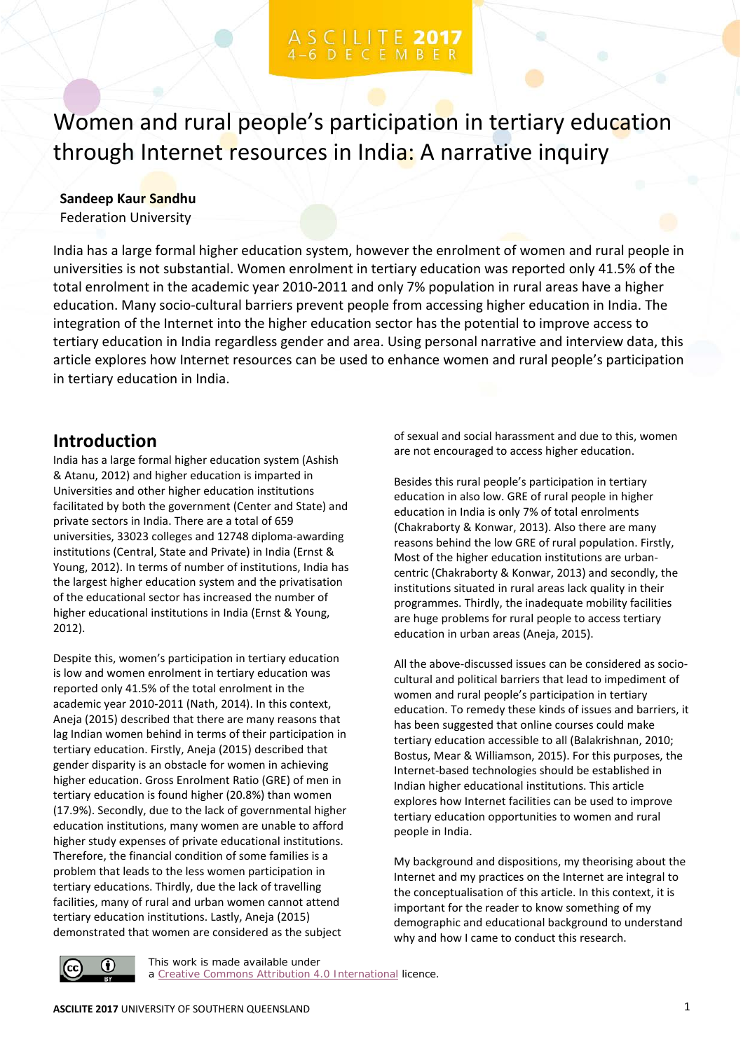# Women and rural people's participation in tertiary education through Internet resources in India: A narrative inquiry

**Sandeep Kaur Sandhu**
Federation University

India has a large formal higher education system, however the enrolment of women and rural people in universities is not substantial. Women enrolment in tertiary education was reported only 41.5% of the total enrolment in the academic year 2010-2011 and only 7% population in rural areas have a higher education. Many socio-cultural barriers prevent people from accessing higher education in India. The integration of the Internet into the higher education sector has the potential to improve access to tertiary education in India regardless gender and area. Using personal narrative and interview data, this article explores how Internet resources can be used to enhance women and rural people's participation in tertiary education in India.

## Introduction

India has a large formal higher education system (Ashish & Atanu, 2012) and higher education is imparted in Universities and other higher education institutions facilitated by both the government (Center and State) and private sectors in India. There are a total of 659 universities, 33023 colleges and 12748 diploma-awarding institutions (Central, State and Private) in India (Ernst & Young, 2012). In terms of number of institutions, India has the largest higher education system and the privatisation of the educational sector has increased the number of higher educational institutions in India (Ernst & Young, 2012).

Despite this, women's participation in tertiary education is low and women enrolment in tertiary education was reported only 41.5% of the total enrolment in the academic year 2010-2011 (Nath, 2014). In this context, Aneja (2015) described that there are many reasons that lag Indian women behind in terms of their participation in tertiary education. Firstly, Aneja (2015) described that gender disparity is an obstacle for women in achieving higher education. Gross Enrolment Ratio (GRE) of men in tertiary education is found higher (20.8%) than women (17.9%). Secondly, due to the lack of governmental higher education institutions, many women are unable to afford higher study expenses of private educational institutions. Therefore, the financial condition of some families is a problem that leads to the less women participation in tertiary educations. Thirdly, due the lack of travelling facilities, many of rural and urban women cannot attend tertiary education institutions. Lastly, Aneja (2015) demonstrated that women are considered as the subject of sexual and social harassment and due to this, women are not encouraged to access higher education.

Besides this rural people's participation in tertiary education in also low. GRE of rural people in higher education in India is only 7% of total enrolments (Chakraborty & Konwar, 2013). Also there are many reasons behind the low GRE of rural population. Firstly, Most of the higher education institutions are urban-centric (Chakraborty & Konwar, 2013) and secondly, the institutions situated in rural areas lack quality in their programmes. Thirdly, the inadequate mobility facilities are huge problems for rural people to access tertiary education in urban areas (Aneja, 2015).

All the above-discussed issues can be considered as socio-cultural and political barriers that lead to impediment of women and rural people's participation in tertiary education. To remedy these kinds of issues and barriers, it has been suggested that online courses could make tertiary education accessible to all (Balakrishnan, 2010; Bostus, Mear & Williamson, 2015). For this purposes, the Internet-based technologies should be established in Indian higher educational institutions. This article explores how Internet facilities can be used to improve tertiary education opportunities to women and rural people in India.

My background and dispositions, my theorising about the Internet and my practices on the Internet are integral to the conceptualisation of this article. In this context, it is important for the reader to know something of my demographic and educational background to understand why and how I came to conduct this research.

This work is made available under a Creative Commons Attribution 4.0 International licence.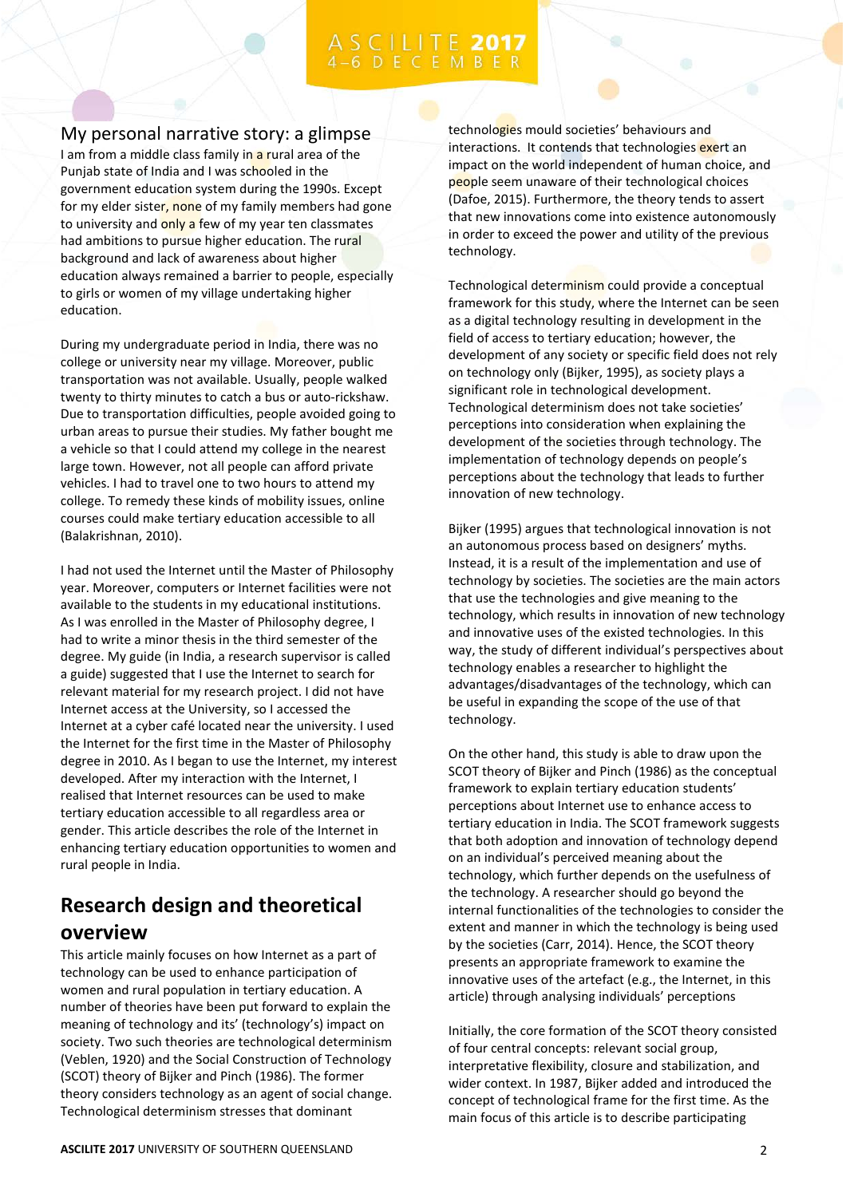## My personal narrative story: a glimpse

I am from a middle class family in a rural area of the Punjab state of India and I was schooled in the government education system during the 1990s. Except for my elder sister, none of my family members had gone to university and only a few of my year ten classmates had ambitions to pursue higher education. The rural background and lack of awareness about higher education always remained a barrier to people, especially to girls or women of my village undertaking higher education.

During my undergraduate period in India, there was no college or university near my village. Moreover, public transportation was not available. Usually, people walked twenty to thirty minutes to catch a bus or auto-rickshaw. Due to transportation difficulties, people avoided going to urban areas to pursue their studies. My father bought me a vehicle so that I could attend my college in the nearest large town. However, not all people can afford private vehicles. I had to travel one to two hours to attend my college. To remedy these kinds of mobility issues, online courses could make tertiary education accessible to all (Balakrishnan, 2010).

I had not used the Internet until the Master of Philosophy year. Moreover, computers or Internet facilities were not available to the students in my educational institutions. As I was enrolled in the Master of Philosophy degree, I had to write a minor thesis in the third semester of the degree. My guide (in India, a research supervisor is called a guide) suggested that I use the Internet to search for relevant material for my research project. I did not have Internet access at the University, so I accessed the Internet at a cyber café located near the university. I used the Internet for the first time in the Master of Philosophy degree in 2010. As I began to use the Internet, my interest developed. After my interaction with the Internet, I realised that Internet resources can be used to make tertiary education accessible to all regardless area or gender. This article describes the role of the Internet in enhancing tertiary education opportunities to women and rural people in India.

## Research design and theoretical overview

This article mainly focuses on how Internet as a part of technology can be used to enhance participation of women and rural population in tertiary education. A number of theories have been put forward to explain the meaning of technology and its' (technology's) impact on society. Two such theories are technological determinism (Veblen, 1920) and the Social Construction of Technology (SCOT) theory of Bijker and Pinch (1986). The former theory considers technology as an agent of social change. Technological determinism stresses that dominant technologies mould societies' behaviours and interactions. It contends that technologies exert an impact on the world independent of human choice, and people seem unaware of their technological choices (Dafoe, 2015). Furthermore, the theory tends to assert that new innovations come into existence autonomously in order to exceed the power and utility of the previous technology.

Technological determinism could provide a conceptual framework for this study, where the Internet can be seen as a digital technology resulting in development in the field of access to tertiary education; however, the development of any society or specific field does not rely on technology only (Bijker, 1995), as society plays a significant role in technological development. Technological determinism does not take societies' perceptions into consideration when explaining the development of the societies through technology. The implementation of technology depends on people's perceptions about the technology that leads to further innovation of new technology.

Bijker (1995) argues that technological innovation is not an autonomous process based on designers' myths. Instead, it is a result of the implementation and use of technology by societies. The societies are the main actors that use the technologies and give meaning to the technology, which results in innovation of new technology and innovative uses of the existed technologies. In this way, the study of different individual's perspectives about technology enables a researcher to highlight the advantages/disadvantages of the technology, which can be useful in expanding the scope of the use of that technology.

On the other hand, this study is able to draw upon the SCOT theory of Bijker and Pinch (1986) as the conceptual framework to explain tertiary education students' perceptions about Internet use to enhance access to tertiary education in India. The SCOT framework suggests that both adoption and innovation of technology depend on an individual's perceived meaning about the technology, which further depends on the usefulness of the technology. A researcher should go beyond the internal functionalities of the technologies to consider the extent and manner in which the technology is being used by the societies (Carr, 2014). Hence, the SCOT theory presents an appropriate framework to examine the innovative uses of the artefact (e.g., the Internet, in this article) through analysing individuals' perceptions

Initially, the core formation of the SCOT theory consisted of four central concepts: relevant social group, interpretative flexibility, closure and stabilization, and wider context. In 1987, Bijker added and introduced the concept of technological frame for the first time. As the main focus of this article is to describe participating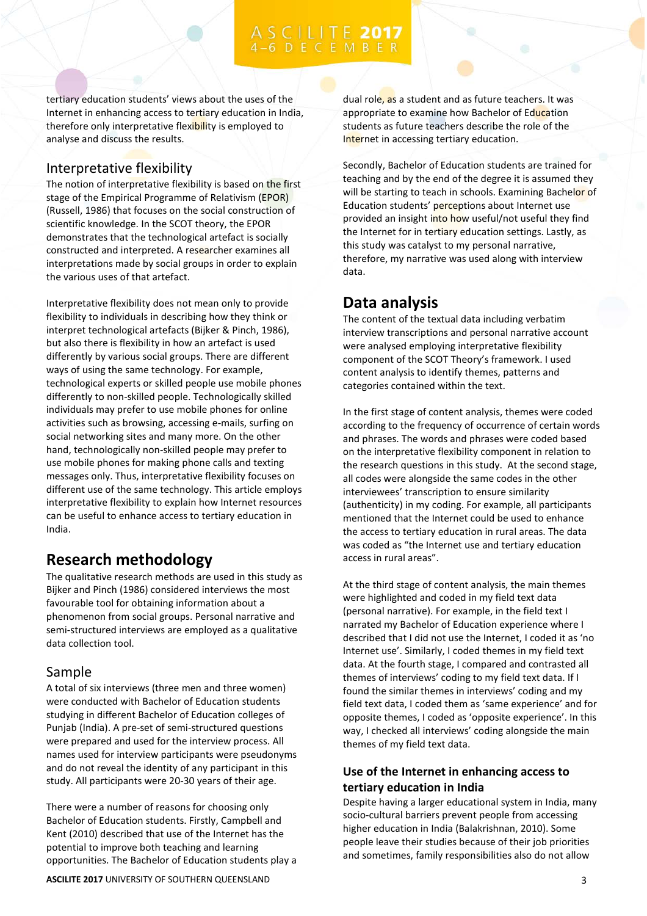tertiary education students' views about the uses of the Internet in enhancing access to tertiary education in India, therefore only interpretative flexibility is employed to analyse and discuss the results.

### Interpretative flexibility

The notion of interpretative flexibility is based on the first stage of the Empirical Programme of Relativism (EPOR) (Russell, 1986) that focuses on the social construction of scientific knowledge. In the SCOT theory, the EPOR demonstrates that the technological artefact is socially constructed and interpreted. A researcher examines all interpretations made by social groups in order to explain the various uses of that artefact.

Interpretative flexibility does not mean only to provide flexibility to individuals in describing how they think or interpret technological artefacts (Bijker & Pinch, 1986), but also there is flexibility in how an artefact is used differently by various social groups. There are different ways of using the same technology. For example, technological experts or skilled people use mobile phones differently to non-skilled people. Technologically skilled individuals may prefer to use mobile phones for online activities such as browsing, accessing e-mails, surfing on social networking sites and many more. On the other hand, technologically non-skilled people may prefer to use mobile phones for making phone calls and texting messages only. Thus, interpretative flexibility focuses on different use of the same technology. This article employs interpretative flexibility to explain how Internet resources can be useful to enhance access to tertiary education in India.

## Research methodology

The qualitative research methods are used in this study as Bijker and Pinch (1986) considered interviews the most favourable tool for obtaining information about a phenomenon from social groups. Personal narrative and semi-structured interviews are employed as a qualitative data collection tool.

### Sample

A total of six interviews (three men and three women) were conducted with Bachelor of Education students studying in different Bachelor of Education colleges of Punjab (India). A pre-set of semi-structured questions were prepared and used for the interview process. All names used for interview participants were pseudonyms and do not reveal the identity of any participant in this study. All participants were 20-30 years of their age.

There were a number of reasons for choosing only Bachelor of Education students. Firstly, Campbell and Kent (2010) described that use of the Internet has the potential to improve both teaching and learning opportunities. The Bachelor of Education students play a dual role, as a student and as future teachers. It was appropriate to examine how Bachelor of Education students as future teachers describe the role of the Internet in accessing tertiary education.

Secondly, Bachelor of Education students are trained for teaching and by the end of the degree it is assumed they will be starting to teach in schools. Examining Bachelor of Education students' perceptions about Internet use provided an insight into how useful/not useful they find the Internet for in tertiary education settings. Lastly, as this study was catalyst to my personal narrative, therefore, my narrative was used along with interview data.

## Data analysis

The content of the textual data including verbatim interview transcriptions and personal narrative account were analysed employing interpretative flexibility component of the SCOT Theory's framework. I used content analysis to identify themes, patterns and categories contained within the text.

In the first stage of content analysis, themes were coded according to the frequency of occurrence of certain words and phrases. The words and phrases were coded based on the interpretative flexibility component in relation to the research questions in this study. At the second stage, all codes were alongside the same codes in the other interviewees' transcription to ensure similarity (authenticity) in my coding. For example, all participants mentioned that the Internet could be used to enhance the access to tertiary education in rural areas. The data was coded as "the Internet use and tertiary education access in rural areas".

At the third stage of content analysis, the main themes were highlighted and coded in my field text data (personal narrative). For example, in the field text I narrated my Bachelor of Education experience where I described that I did not use the Internet, I coded it as 'no Internet use'. Similarly, I coded themes in my field text data. At the fourth stage, I compared and contrasted all themes of interviews' coding to my field text data. If I found the similar themes in interviews' coding and my field text data, I coded them as 'same experience' and for opposite themes, I coded as 'opposite experience'. In this way, I checked all interviews' coding alongside the main themes of my field text data.

### Use of the Internet in enhancing access to tertiary education in India

Despite having a larger educational system in India, many socio-cultural barriers prevent people from accessing higher education in India (Balakrishnan, 2010). Some people leave their studies because of their job priorities and sometimes, family responsibilities also do not allow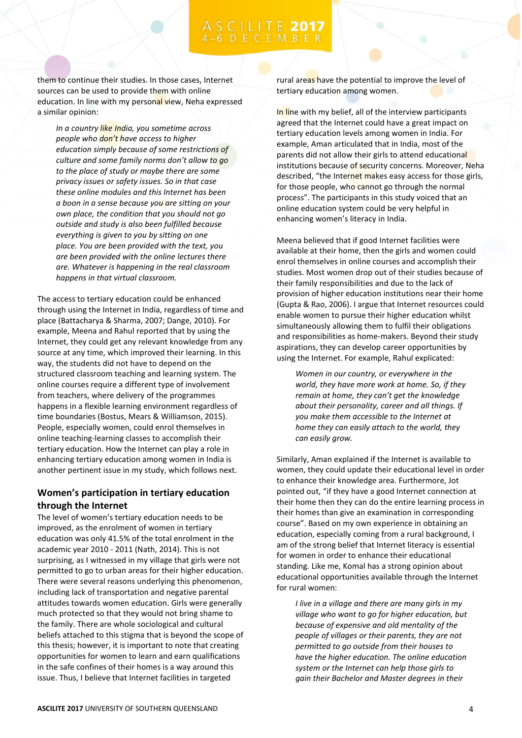them to continue their studies. In those cases, Internet sources can be used to provide them with online education. In line with my personal view, Neha expressed a similar opinion:

> *In a country like India, you sometime across people who don't have access to higher education simply because of some restrictions of culture and some family norms don't allow to go to the place of study or maybe there are some privacy issues or safety issues. So in that case these online modules and this Internet has been a boon in a sense because you are sitting on your own place, the condition that you should not go outside and study is also been fulfilled because everything is given to you by sitting on one place. You are been provided with the text, you are been provided with the online lectures there are. Whatever is happening in the real classroom happens in that virtual classroom.*

The access to tertiary education could be enhanced through using the Internet in India, regardless of time and place (Battacharya & Sharma, 2007; Dange, 2010). For example, Meena and Rahul reported that by using the Internet, they could get any relevant knowledge from any source at any time, which improved their learning. In this way, the students did not have to depend on the structured classroom teaching and learning system. The online courses require a different type of involvement from teachers, where delivery of the programmes happens in a flexible learning environment regardless of time boundaries (Bostus, Mears & Williamson, 2015). People, especially women, could enrol themselves in online teaching-learning classes to accomplish their tertiary education. How the Internet can play a role in enhancing tertiary education among women in India is another pertinent issue in my study, which follows next.

## Women's participation in tertiary education through the Internet

The level of women's tertiary education needs to be improved, as the enrolment of women in tertiary education was only 41.5% of the total enrolment in the academic year 2010 - 2011 (Nath, 2014). This is not surprising, as I witnessed in my village that girls were not permitted to go to urban areas for their higher education. There were several reasons underlying this phenomenon, including lack of transportation and negative parental attitudes towards women education. Girls were generally much protected so that they would not bring shame to the family. There are whole sociological and cultural beliefs attached to this stigma that is beyond the scope of this thesis; however, it is important to note that creating opportunities for women to learn and earn qualifications in the safe confines of their homes is a way around this issue. Thus, I believe that Internet facilities in targeted rural areas have the potential to improve the level of tertiary education among women.

In line with my belief, all of the interview participants agreed that the Internet could have a great impact on tertiary education levels among women in India. For example, Aman articulated that in India, most of the parents did not allow their girls to attend educational institutions because of security concerns. Moreover, Neha described, "the Internet makes easy access for those girls, for those people, who cannot go through the normal process". The participants in this study voiced that an online education system could be very helpful in enhancing women's literacy in India.

Meena believed that if good Internet facilities were available at their home, then the girls and women could enrol themselves in online courses and accomplish their studies. Most women drop out of their studies because of their family responsibilities and due to the lack of provision of higher education institutions near their home (Gupta & Rao, 2006). I argue that Internet resources could enable women to pursue their higher education whilst simultaneously allowing them to fulfil their obligations and responsibilities as home-makers. Beyond their study aspirations, they can develop career opportunities by using the Internet. For example, Rahul explicated:

> *Women in our country, or everywhere in the world, they have more work at home. So, if they remain at home, they can't get the knowledge about their personality, career and all things. If you make them accessible to the Internet at home they can easily attach to the world, they can easily grow.*

Similarly, Aman explained if the Internet is available to women, they could update their educational level in order to enhance their knowledge area. Furthermore, Jot pointed out, "if they have a good Internet connection at their home then they can do the entire learning process in their homes than give an examination in corresponding course". Based on my own experience in obtaining an education, especially coming from a rural background, I am of the strong belief that Internet literacy is essential for women in order to enhance their educational standing. Like me, Komal has a strong opinion about educational opportunities available through the Internet for rural women:

> *I live in a village and there are many girls in my village who want to go for higher education, but because of expensive and old mentality of the people of villages or their parents, they are not permitted to go outside from their houses to have the higher education. The online education system or the Internet can help those girls to gain their Bachelor and Master degrees in their*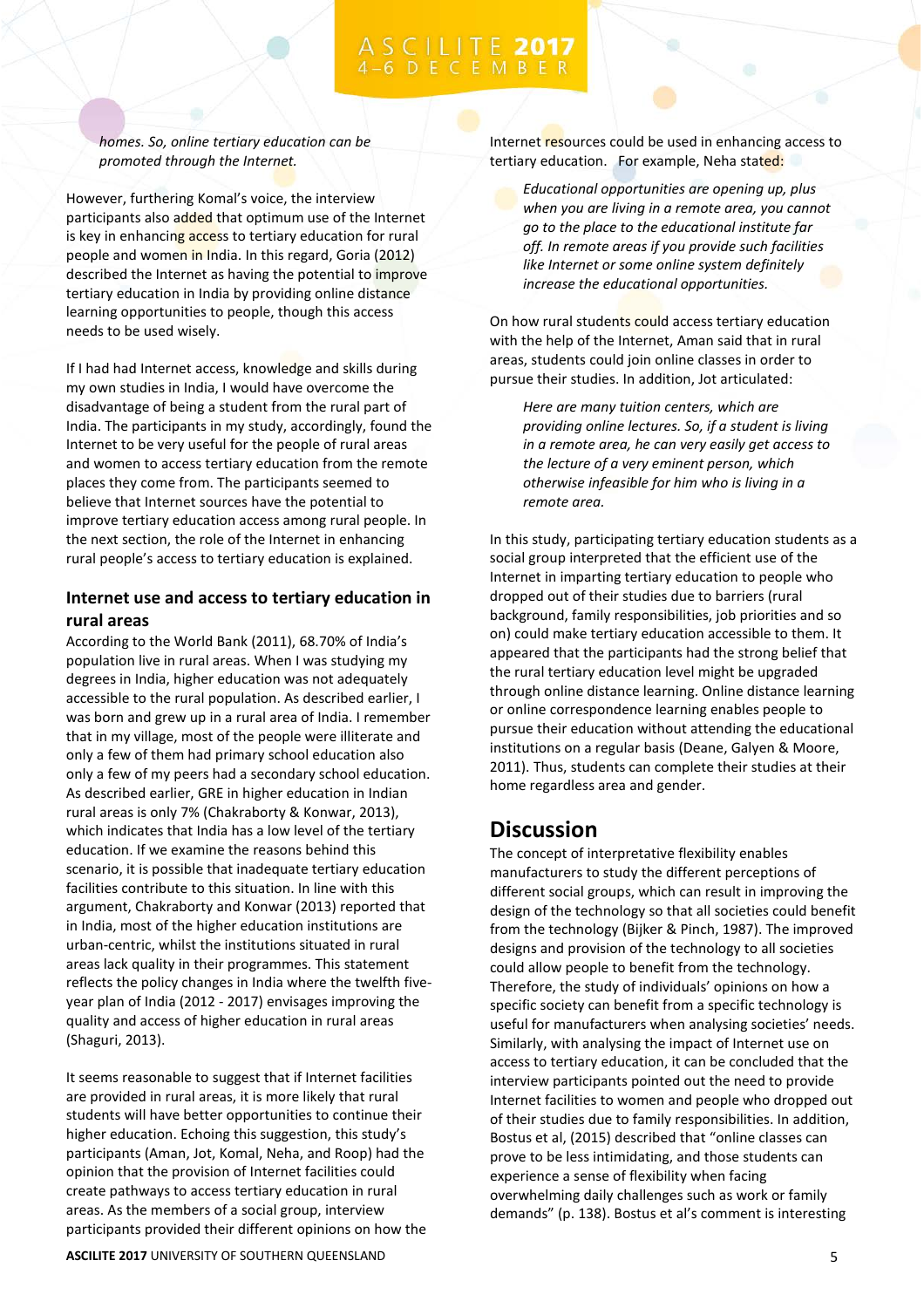*homes. So, online tertiary education can be promoted through the Internet.*

However, furthering Komal's voice, the interview participants also added that optimum use of the Internet is key in enhancing access to tertiary education for rural people and women in India. In this regard, Goria (2012) described the Internet as having the potential to improve tertiary education in India by providing online distance learning opportunities to people, though this access needs to be used wisely.

If I had had Internet access, knowledge and skills during my own studies in India, I would have overcome the disadvantage of being a student from the rural part of India. The participants in my study, accordingly, found the Internet to be very useful for the people of rural areas and women to access tertiary education from the remote places they come from. The participants seemed to believe that Internet sources have the potential to improve tertiary education access among rural people. In the next section, the role of the Internet in enhancing rural people's access to tertiary education is explained.

### Internet use and access to tertiary education in rural areas

According to the World Bank (2011), 68.70% of India's population live in rural areas. When I was studying my degrees in India, higher education was not adequately accessible to the rural population. As described earlier, I was born and grew up in a rural area of India. I remember that in my village, most of the people were illiterate and only a few of them had primary school education also only a few of my peers had a secondary school education. As described earlier, GRE in higher education in Indian rural areas is only 7% (Chakraborty & Konwar, 2013), which indicates that India has a low level of the tertiary education. If we examine the reasons behind this scenario, it is possible that inadequate tertiary education facilities contribute to this situation. In line with this argument, Chakraborty and Konwar (2013) reported that in India, most of the higher education institutions are urban-centric, whilst the institutions situated in rural areas lack quality in their programmes. This statement reflects the policy changes in India where the twelfth five-year plan of India (2012 - 2017) envisages improving the quality and access of higher education in rural areas (Shaguri, 2013).

It seems reasonable to suggest that if Internet facilities are provided in rural areas, it is more likely that rural students will have better opportunities to continue their higher education. Echoing this suggestion, this study's participants (Aman, Jot, Komal, Neha, and Roop) had the opinion that the provision of Internet facilities could create pathways to access tertiary education in rural areas. As the members of a social group, interview participants provided their different opinions on how the Internet resources could be used in enhancing access to tertiary education. For example, Neha stated:

> *Educational opportunities are opening up, plus when you are living in a remote area, you cannot go to the place to the educational institute far off. In remote areas if you provide such facilities like Internet or some online system definitely increase the educational opportunities.*

On how rural students could access tertiary education with the help of the Internet, Aman said that in rural areas, students could join online classes in order to pursue their studies. In addition, Jot articulated:

> *Here are many tuition centers, which are providing online lectures. So, if a student is living in a remote area, he can very easily get access to the lecture of a very eminent person, which otherwise infeasible for him who is living in a remote area.*

In this study, participating tertiary education students as a social group interpreted that the efficient use of the Internet in imparting tertiary education to people who dropped out of their studies due to barriers (rural background, family responsibilities, job priorities and so on) could make tertiary education accessible to them. It appeared that the participants had the strong belief that the rural tertiary education level might be upgraded through online distance learning. Online distance learning or online correspondence learning enables people to pursue their education without attending the educational institutions on a regular basis (Deane, Galyen & Moore, 2011). Thus, students can complete their studies at their home regardless area and gender.

## Discussion

The concept of interpretative flexibility enables manufacturers to study the different perceptions of different social groups, which can result in improving the design of the technology so that all societies could benefit from the technology (Bijker & Pinch, 1987). The improved designs and provision of the technology to all societies could allow people to benefit from the technology. Therefore, the study of individuals' opinions on how a specific society can benefit from a specific technology is useful for manufacturers when analysing societies' needs. Similarly, with analysing the impact of Internet use on access to tertiary education, it can be concluded that the interview participants pointed out the need to provide Internet facilities to women and people who dropped out of their studies due to family responsibilities. In addition, Bostus et al, (2015) described that "online classes can prove to be less intimidating, and those students can experience a sense of flexibility when facing overwhelming daily challenges such as work or family demands" (p. 138). Bostus et al's comment is interesting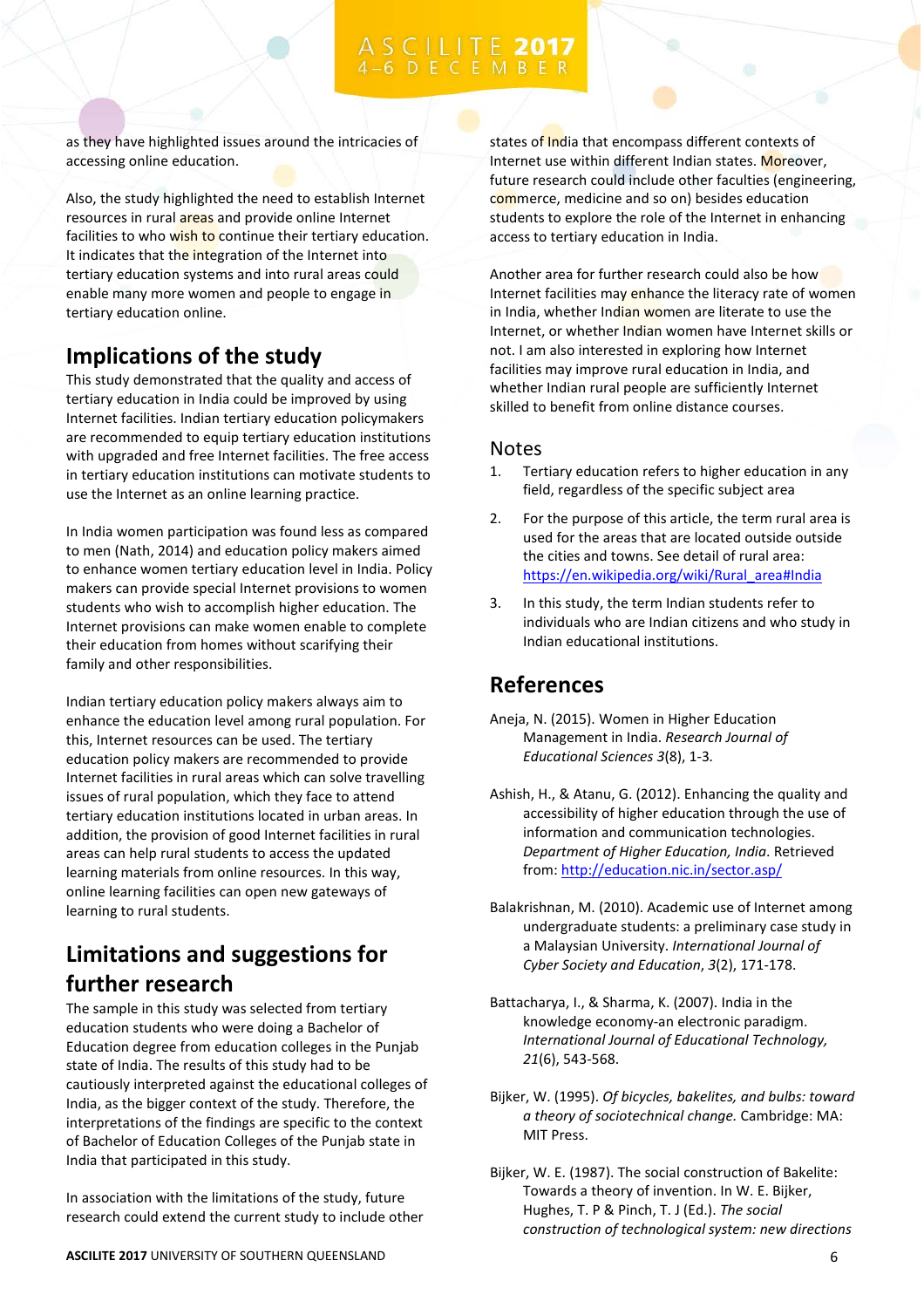as they have highlighted issues around the intricacies of accessing online education.

Also, the study highlighted the need to establish Internet resources in rural areas and provide online Internet facilities to who wish to continue their tertiary education. It indicates that the integration of the Internet into tertiary education systems and into rural areas could enable many more women and people to engage in tertiary education online.

## Implications of the study

This study demonstrated that the quality and access of tertiary education in India could be improved by using Internet facilities. Indian tertiary education policymakers are recommended to equip tertiary education institutions with upgraded and free Internet facilities. The free access in tertiary education institutions can motivate students to use the Internet as an online learning practice.

In India women participation was found less as compared to men (Nath, 2014) and education policy makers aimed to enhance women tertiary education level in India. Policy makers can provide special Internet provisions to women students who wish to accomplish higher education. The Internet provisions can make women enable to complete their education from homes without scarifying their family and other responsibilities.

Indian tertiary education policy makers always aim to enhance the education level among rural population. For this, Internet resources can be used. The tertiary education policy makers are recommended to provide Internet facilities in rural areas which can solve travelling issues of rural population, which they face to attend tertiary education institutions located in urban areas. In addition, the provision of good Internet facilities in rural areas can help rural students to access the updated learning materials from online resources. In this way, online learning facilities can open new gateways of learning to rural students.

## Limitations and suggestions for further research

The sample in this study was selected from tertiary education students who were doing a Bachelor of Education degree from education colleges in the Punjab state of India. The results of this study had to be cautiously interpreted against the educational colleges of India, as the bigger context of the study. Therefore, the interpretations of the findings are specific to the context of Bachelor of Education Colleges of the Punjab state in India that participated in this study.

In association with the limitations of the study, future research could extend the current study to include other states of India that encompass different contexts of Internet use within different Indian states. Moreover, future research could include other faculties (engineering, commerce, medicine and so on) besides education students to explore the role of the Internet in enhancing access to tertiary education in India.

Another area for further research could also be how Internet facilities may enhance the literacy rate of women in India, whether Indian women are literate to use the Internet, or whether Indian women have Internet skills or not. I am also interested in exploring how Internet facilities may improve rural education in India, and whether Indian rural people are sufficiently Internet skilled to benefit from online distance courses.

## Notes

1. Tertiary education refers to higher education in any field, regardless of the specific subject area
2. For the purpose of this article, the term rural area is used for the areas that are located outside outside the cities and towns. See detail of rural area: https://en.wikipedia.org/wiki/Rural_area#India
3. In this study, the term Indian students refer to individuals who are Indian citizens and who study in Indian educational institutions.

## References

Aneja, N. (2015). Women in Higher Education Management in India. *Research Journal of Educational Sciences 3*(8), 1-3.

Ashish, H., & Atanu, G. (2012). Enhancing the quality and accessibility of higher education through the use of information and communication technologies. *Department of Higher Education, India*. Retrieved from: http://education.nic.in/sector.asp/

Balakrishnan, M. (2010). Academic use of Internet among undergraduate students: a preliminary case study in a Malaysian University. *International Journal of Cyber Society and Education*, *3*(2), 171-178.

Battacharya, I., & Sharma, K. (2007). India in the knowledge economy-an electronic paradigm. *International Journal of Educational Technology, 21*(6), 543-568.

Bijker, W. (1995). *Of bicycles, bakelites, and bulbs: toward a theory of sociotechnical change.* Cambridge: MA: MIT Press.

Bijker, W. E. (1987). The social construction of Bakelite: Towards a theory of invention. In W. E. Bijker, Hughes, T. P & Pinch, T. J (Ed.). *The social construction of technological system: new directions*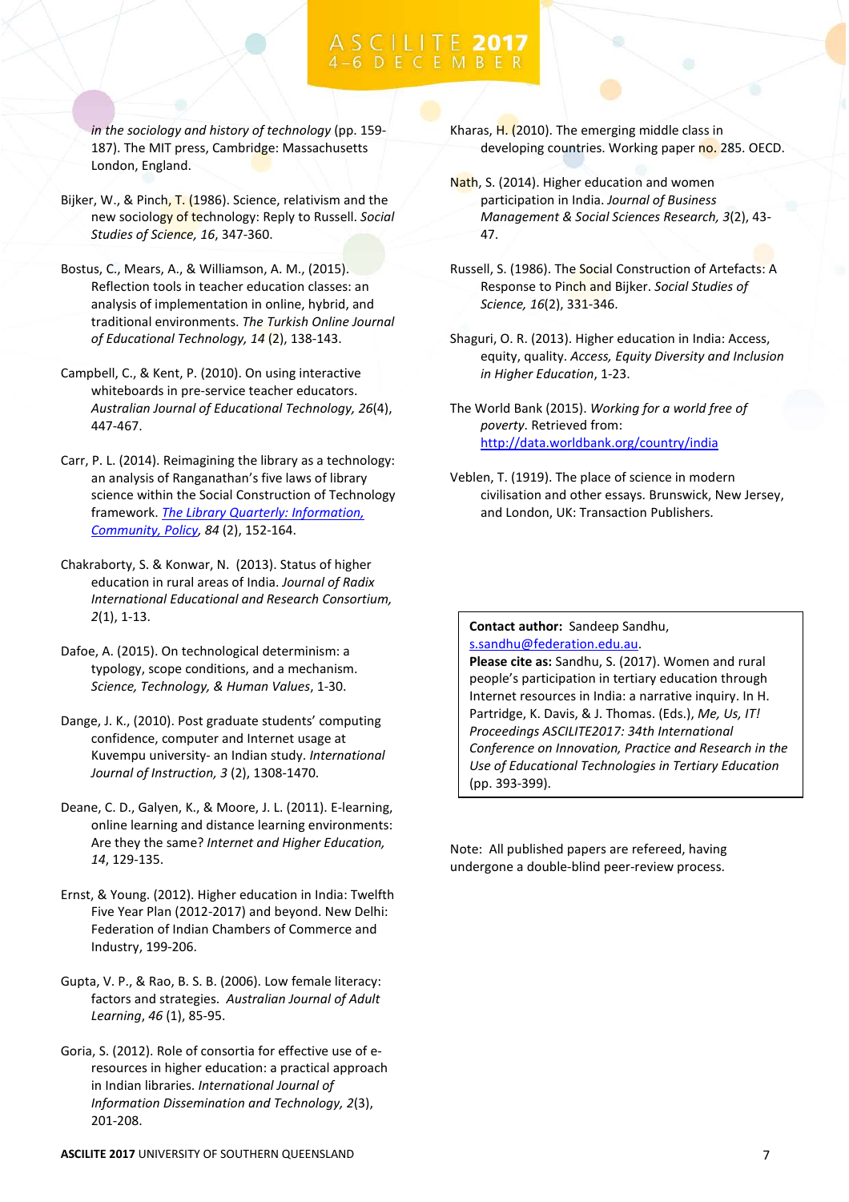in the sociology and history of technology (pp. 159-187). The MIT press, Cambridge: Massachusetts London, England.

Bijker, W., & Pinch, T. (1986). Science, relativism and the new sociology of technology: Reply to Russell. *Social Studies of Science, 16*, 347-360.

Bostus, C., Mears, A., & Williamson, A. M., (2015). Reflection tools in teacher education classes: an analysis of implementation in online, hybrid, and traditional environments. *The Turkish Online Journal of Educational Technology, 14* (2), 138-143.

Campbell, C., & Kent, P. (2010). On using interactive whiteboards in pre-service teacher educators. *Australian Journal of Educational Technology, 26*(4), 447-467.

Carr, P. L. (2014). Reimagining the library as a technology: an analysis of Ranganathan's five laws of library science within the Social Construction of Technology framework. *The Library Quarterly: Information, Community, Policy*, *84* (2), 152-164.

Chakraborty, S. & Konwar, N. (2013). Status of higher education in rural areas of India. *Journal of Radix International Educational and Research Consortium, 2*(1), 1-13.

Dafoe, A. (2015). On technological determinism: a typology, scope conditions, and a mechanism. *Science, Technology, & Human Values*, 1-30.

Dange, J. K., (2010). Post graduate students' computing confidence, computer and Internet usage at Kuvempu university- an Indian study. *International Journal of Instruction, 3* (2), 1308-1470.

Deane, C. D., Galyen, K., & Moore, J. L. (2011). E-learning, online learning and distance learning environments: Are they the same? *Internet and Higher Education, 14*, 129-135.

Ernst, & Young. (2012). Higher education in India: Twelfth Five Year Plan (2012-2017) and beyond. New Delhi: Federation of Indian Chambers of Commerce and Industry, 199-206.

Gupta, V. P., & Rao, B. S. B. (2006). Low female literacy: factors and strategies. *Australian Journal of Adult Learning*, *46* (1), 85-95.

Goria, S. (2012). Role of consortia for effective use of e-resources in higher education: a practical approach in Indian libraries. *International Journal of Information Dissemination and Technology, 2*(3), 201-208.

Kharas, H. (2010). The emerging middle class in developing countries. Working paper no. 285. OECD.

Nath, S. (2014). Higher education and women participation in India. *Journal of Business Management & Social Sciences Research, 3*(2), 43-47.

Russell, S. (1986). The Social Construction of Artefacts: A Response to Pinch and Bijker. *Social Studies of Science, 16*(2), 331-346.

Shaguri, O. R. (2013). Higher education in India: Access, equity, quality. *Access, Equity Diversity and Inclusion in Higher Education*, 1-23.

The World Bank (2015). *Working for a world free of poverty*. Retrieved from: http://data.worldbank.org/country/india

Veblen, T. (1919). The place of science in modern civilisation and other essays. Brunswick, New Jersey, and London, UK: Transaction Publishers.

**Contact author:** Sandeep Sandhu, s.sandhu@federation.edu.au.
**Please cite as:** Sandhu, S. (2017). Women and rural people's participation in tertiary education through Internet resources in India: a narrative inquiry. In H. Partridge, K. Davis, & J. Thomas. (Eds.), *Me, Us, IT! Proceedings ASCILITE2017: 34th International Conference on Innovation, Practice and Research in the Use of Educational Technologies in Tertiary Education* (pp. 393-399).

Note: All published papers are refereed, having undergone a double-blind peer-review process.